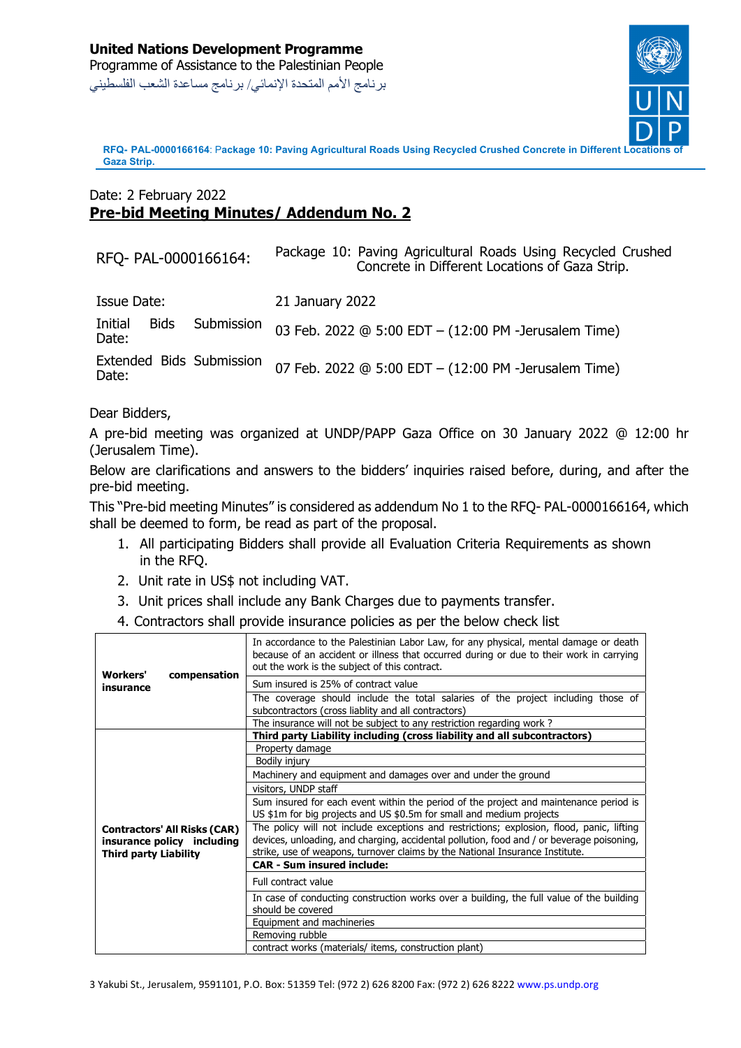**United Nations Development Programme**
Programme of Assistance to the Palestinian People
برنامج الأمم المتحدة الإنمائي/ برنامج مساعدة الشعب الفلسطيني

**RFQ- PAL-0000166164**: **Package 10: Paving Agricultural Roads Using Recycled Crushed Concrete in Different Locations of Gaza Strip.**

Date: 2 February 2022

## Pre-bid Meeting Minutes/ Addendum No. 2

| | |
|---|---|
| RFQ- PAL-0000166164: | Package 10: Paving Agricultural Roads Using Recycled Crushed Concrete in Different Locations of Gaza Strip. |
| Issue Date: | 21 January 2022 |
| Initial Bids Submission Date: | 03 Feb. 2022 @ 5:00 EDT – (12:00 PM -Jerusalem Time) |
| Extended Bids Submission Date: | 07 Feb. 2022 @ 5:00 EDT – (12:00 PM -Jerusalem Time) |

Dear Bidders,

A pre-bid meeting was organized at UNDP/PAPP Gaza Office on 30 January 2022 @ 12:00 hr (Jerusalem Time).

Below are clarifications and answers to the bidders' inquiries raised before, during, and after the pre-bid meeting.

This "Pre-bid meeting Minutes" is considered as addendum No 1 to the RFQ- PAL-0000166164, which shall be deemed to form, be read as part of the proposal.

1. All participating Bidders shall provide all Evaluation Criteria Requirements as shown in the RFQ.
2. Unit rate in US$ not including VAT.
3. Unit prices shall include any Bank Charges due to payments transfer.
4. Contractors shall provide insurance policies as per the below check list

| | |
|---|---|
| **Workers' compensation insurance** | In accordance to the Palestinian Labor Law, for any physical, mental damage or death because of an accident or illness that occurred during or due to their work in carrying out the work is the subject of this contract. |
| | Sum insured is 25% of contract value |
| | The coverage should include the total salaries of the project including those of subcontractors (cross liablity and all contractors) |
| | The insurance will not be subject to any restriction regarding work ? |
| **Contractors' All Risks (CAR) insurance policy including Third party Liability** | **Third party Liability including (cross liability and all subcontractors)** |
| | Property damage |
| | Bodily injury |
| | Machinery and equipment and damages over and under the ground |
| | visitors, UNDP staff |
| | Sum insured for each event within the period of the project and maintenance period is US $1m for big projects and US $0.5m for small and medium projects |
| | The policy will not include exceptions and restrictions; explosion, flood, panic, lifting devices, unloading, and charging, accidental pollution, food and / or beverage poisoning, strike, use of weapons, turnover claims by the National Insurance Institute. |
| | **CAR - Sum insured include:** |
| | Full contract value |
| | In case of conducting construction works over a building, the full value of the building should be covered |
| | Equipment and machineries |
| | Removing rubble |
| | contract works (materials/ items, construction plant) |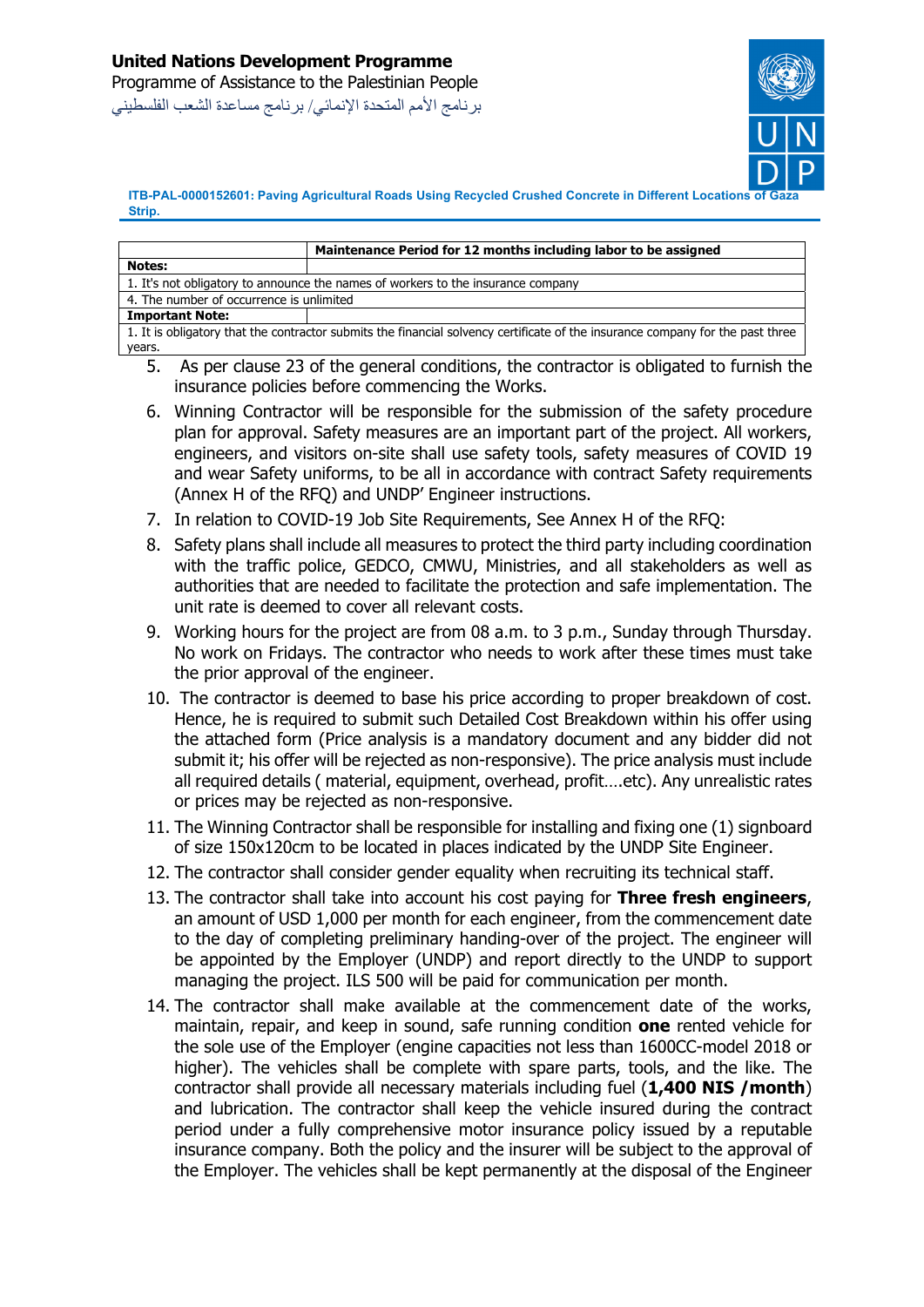| | Maintenance Period for 12 months including labor to be assigned |
|---|---|
| **Notes:** | |
| 1. It's not obligatory to announce the names of workers to the insurance company | |
| 4. The number of occurrence is unlimited | |
| **Important Note:** | |
| 1. It is obligatory that the contractor submits the financial solvency certificate of the insurance company for the past three years. | |

5. As per clause 23 of the general conditions, the contractor is obligated to furnish the insurance policies before commencing the Works.
6. Winning Contractor will be responsible for the submission of the safety procedure plan for approval. Safety measures are an important part of the project. All workers, engineers, and visitors on-site shall use safety tools, safety measures of COVID 19 and wear Safety uniforms, to be all in accordance with contract Safety requirements (Annex H of the RFQ) and UNDP' Engineer instructions.
7. In relation to COVID-19 Job Site Requirements, See Annex H of the RFQ:
8. Safety plans shall include all measures to protect the third party including coordination with the traffic police, GEDCO, CMWU, Ministries, and all stakeholders as well as authorities that are needed to facilitate the protection and safe implementation. The unit rate is deemed to cover all relevant costs.
9. Working hours for the project are from 08 a.m. to 3 p.m., Sunday through Thursday. No work on Fridays. The contractor who needs to work after these times must take the prior approval of the engineer.
10. The contractor is deemed to base his price according to proper breakdown of cost. Hence, he is required to submit such Detailed Cost Breakdown within his offer using the attached form (Price analysis is a mandatory document and any bidder did not submit it; his offer will be rejected as non-responsive). The price analysis must include all required details ( material, equipment, overhead, profit….etc). Any unrealistic rates or prices may be rejected as non-responsive.
11. The Winning Contractor shall be responsible for installing and fixing one (1) signboard of size 150x120cm to be located in places indicated by the UNDP Site Engineer.
12. The contractor shall consider gender equality when recruiting its technical staff.
13. The contractor shall take into account his cost paying for **Three fresh engineers**, an amount of USD 1,000 per month for each engineer, from the commencement date to the day of completing preliminary handing-over of the project. The engineer will be appointed by the Employer (UNDP) and report directly to the UNDP to support managing the project. ILS 500 will be paid for communication per month.
14. The contractor shall make available at the commencement date of the works, maintain, repair, and keep in sound, safe running condition **one** rented vehicle for the sole use of the Employer (engine capacities not less than 1600CC-model 2018 or higher). The vehicles shall be complete with spare parts, tools, and the like. The contractor shall provide all necessary materials including fuel (**1,400 NIS /month**) and lubrication. The contractor shall keep the vehicle insured during the contract period under a fully comprehensive motor insurance policy issued by a reputable insurance company. Both the policy and the insurer will be subject to the approval of the Employer. The vehicles shall be kept permanently at the disposal of the Engineer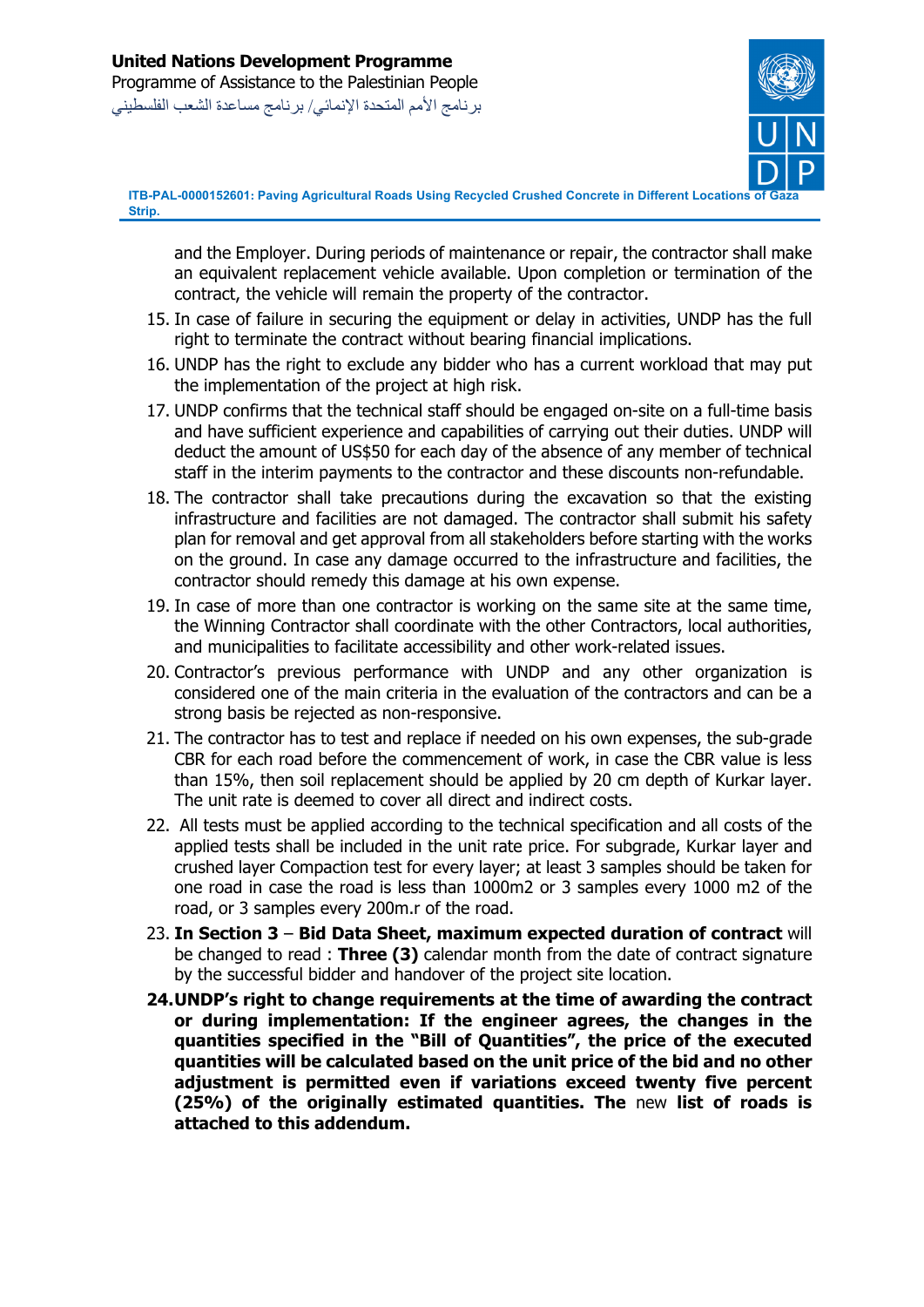and the Employer. During periods of maintenance or repair, the contractor shall make an equivalent replacement vehicle available. Upon completion or termination of the contract, the vehicle will remain the property of the contractor.

15. In case of failure in securing the equipment or delay in activities, UNDP has the full right to terminate the contract without bearing financial implications.
16. UNDP has the right to exclude any bidder who has a current workload that may put the implementation of the project at high risk.
17. UNDP confirms that the technical staff should be engaged on-site on a full-time basis and have sufficient experience and capabilities of carrying out their duties. UNDP will deduct the amount of US$50 for each day of the absence of any member of technical staff in the interim payments to the contractor and these discounts non-refundable.
18. The contractor shall take precautions during the excavation so that the existing infrastructure and facilities are not damaged. The contractor shall submit his safety plan for removal and get approval from all stakeholders before starting with the works on the ground. In case any damage occurred to the infrastructure and facilities, the contractor should remedy this damage at his own expense.
19. In case of more than one contractor is working on the same site at the same time, the Winning Contractor shall coordinate with the other Contractors, local authorities, and municipalities to facilitate accessibility and other work-related issues.
20. Contractor's previous performance with UNDP and any other organization is considered one of the main criteria in the evaluation of the contractors and can be a strong basis be rejected as non-responsive.
21. The contractor has to test and replace if needed on his own expenses, the sub-grade CBR for each road before the commencement of work, in case the CBR value is less than 15%, then soil replacement should be applied by 20 cm depth of Kurkar layer. The unit rate is deemed to cover all direct and indirect costs.
22. All tests must be applied according to the technical specification and all costs of the applied tests shall be included in the unit rate price. For subgrade, Kurkar layer and crushed layer Compaction test for every layer; at least 3 samples should be taken for one road in case the road is less than 1000m2 or 3 samples every 1000 m2 of the road, or 3 samples every 200m.r of the road.
23. **In Section 3** – **Bid Data Sheet, maximum expected duration of contract** will be changed to read : **Three (3)** calendar month from the date of contract signature by the successful bidder and handover of the project site location.
24. **UNDP's right to change requirements at the time of awarding the contract or during implementation: If the engineer agrees, the changes in the quantities specified in the "Bill of Quantities", the price of the executed quantities will be calculated based on the unit price of the bid and no other adjustment is permitted even if variations exceed twenty five percent (25%) of the originally estimated quantities. The** new **list of roads is attached to this addendum.**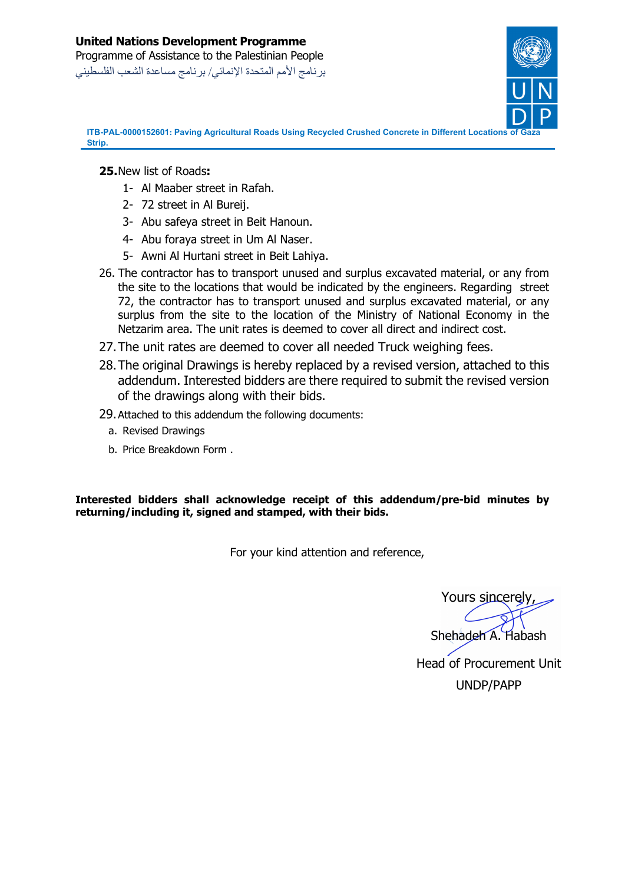**25.** New list of Roads**:**

1- Al Maaber street in Rafah.
2- 72 street in Al Bureij.
3- Abu safeya street in Beit Hanoun.
4- Abu foraya street in Um Al Naser.
5- Awni Al Hurtani street in Beit Lahiya.

26. The contractor has to transport unused and surplus excavated material, or any from the site to the locations that would be indicated by the engineers. Regarding street 72, the contractor has to transport unused and surplus excavated material, or any surplus from the site to the location of the Ministry of National Economy in the Netzarim area. The unit rates is deemed to cover all direct and indirect cost.

27. The unit rates are deemed to cover all needed Truck weighing fees.

28. The original Drawings is hereby replaced by a revised version, attached to this addendum. Interested bidders are there required to submit the revised version of the drawings along with their bids.

29. Attached to this addendum the following documents:

a. Revised Drawings
b. Price Breakdown Form .

**Interested bidders shall acknowledge receipt of this addendum/pre-bid minutes by returning/including it, signed and stamped, with their bids.**

For your kind attention and reference,

Yours sincerely,

Shehadeh A. Habash

Head of Procurement Unit

UNDP/PAPP